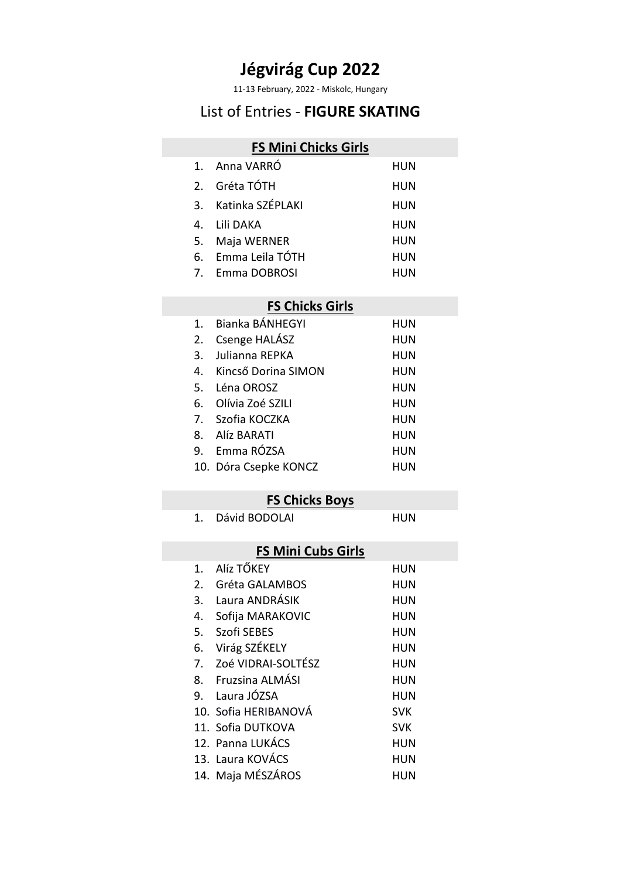# Jégvirág Cup 2022

11-13 February, 2022 - Miskolc, Hungary

## List of Entries - **FIGURE SKATING**

### FS Mini Chicks Girls

| | Name | Nation |
|---|---|---|
| 1. | Anna VARRÓ | HUN |
| 2. | Gréta TÓTH | HUN |
| 3. | Katinka SZÉPLAKI | HUN |
| 4. | Lili DAKA | HUN |
| 5. | Maja WERNER | HUN |
| 6. | Emma Leila TÓTH | HUN |
| 7. | Emma DOBROSI | HUN |

### FS Chicks Girls

| | Name | Nation |
|---|---|---|
| 1. | Bianka BÁNHEGYI | HUN |
| 2. | Csenge HALÁSZ | HUN |
| 3. | Julianna REPKA | HUN |
| 4. | Kincső Dorina SIMON | HUN |
| 5. | Léna OROSZ | HUN |
| 6. | Olívia Zoé SZILI | HUN |
| 7. | Szofia KOCZKA | HUN |
| 8. | Alíz BARATI | HUN |
| 9. | Emma RÓZSA | HUN |
| 10. | Dóra Csepke KONCZ | HUN |

### FS Chicks Boys

| | Name | Nation |
|---|---|---|
| 1. | Dávid BODOLAI | HUN |

### FS Mini Cubs Girls

| | Name | Nation |
|---|---|---|
| 1. | Alíz TŐKEY | HUN |
| 2. | Gréta GALAMBOS | HUN |
| 3. | Laura ANDRÁSIK | HUN |
| 4. | Sofija MARAKOVIC | HUN |
| 5. | Szofi SEBES | HUN |
| 6. | Virág SZÉKELY | HUN |
| 7. | Zoé VIDRAI-SOLTÉSZ | HUN |
| 8. | Fruzsina ALMÁSI | HUN |
| 9. | Laura JÓZSA | HUN |
| 10. | Sofia HERIBANOVÁ | SVK |
| 11. | Sofia DUTKOVA | SVK |
| 12. | Panna LUKÁCS | HUN |
| 13. | Laura KOVÁCS | HUN |
| 14. | Maja MÉSZÁROS | HUN |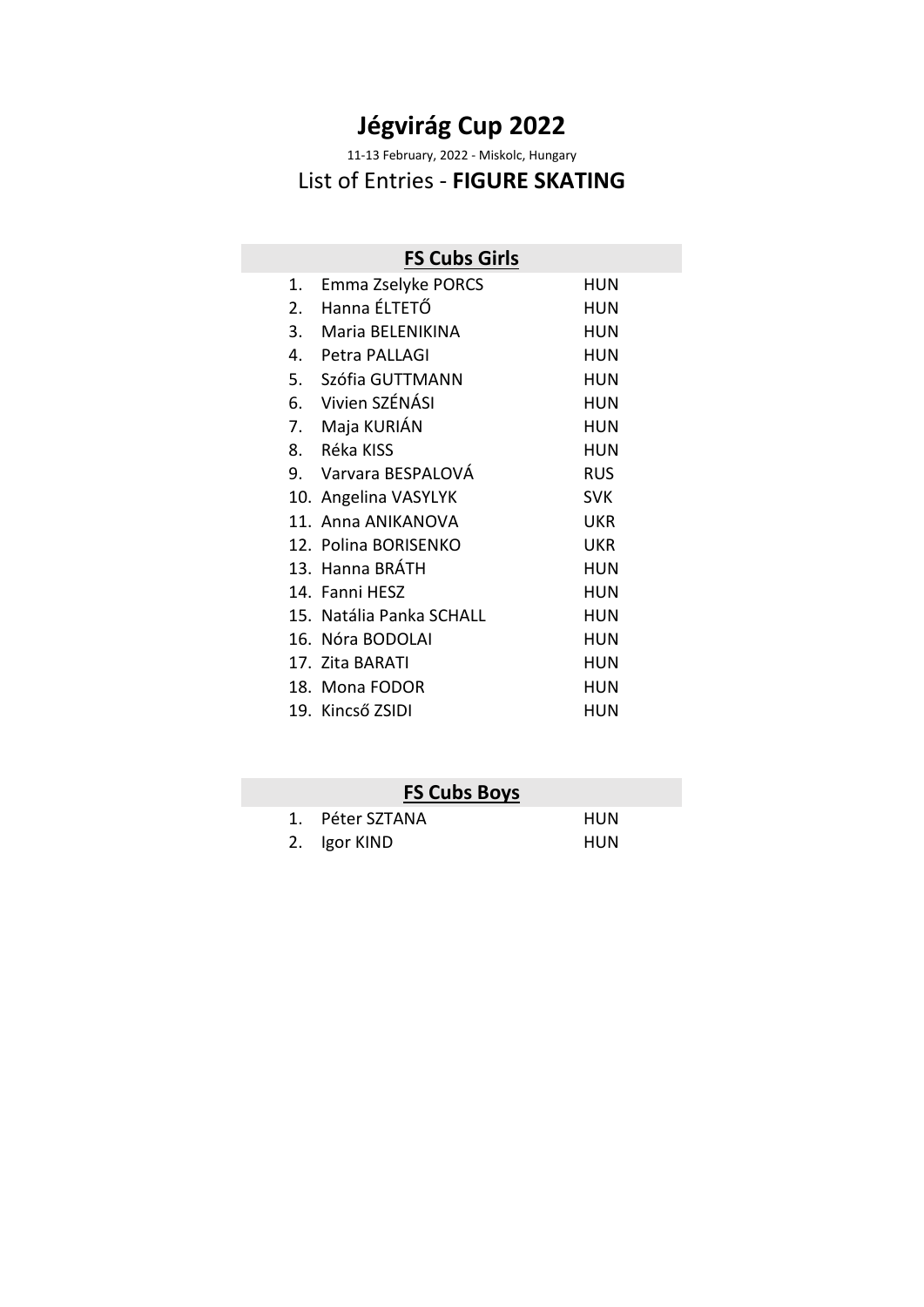# Jégvirág Cup 2022

11-13 February, 2022 - Miskolc, Hungary

## List of Entries - **FIGURE SKATING**

### FS Cubs Girls

| No. | Name | Nation |
|---|---|---|
| 1. | Emma Zselyke PORCS | HUN |
| 2. | Hanna ÉLTETŐ | HUN |
| 3. | Maria BELENIKINA | HUN |
| 4. | Petra PALLAGI | HUN |
| 5. | Szófia GUTTMANN | HUN |
| 6. | Vivien SZÉNÁSI | HUN |
| 7. | Maja KURIÁN | HUN |
| 8. | Réka KISS | HUN |
| 9. | Varvara BESPALOVÁ | RUS |
| 10. | Angelina VASYLYK | SVK |
| 11. | Anna ANIKANOVA | UKR |
| 12. | Polina BORISENKO | UKR |
| 13. | Hanna BRÁTH | HUN |
| 14. | Fanni HESZ | HUN |
| 15. | Natália Panka SCHALL | HUN |
| 16. | Nóra BODOLAI | HUN |
| 17. | Zita BARATI | HUN |
| 18. | Mona FODOR | HUN |
| 19. | Kincső ZSIDI | HUN |

### FS Cubs Boys

| No. | Name | Nation |
|---|---|---|
| 1. | Péter SZTANA | HUN |
| 2. | Igor KIND | HUN |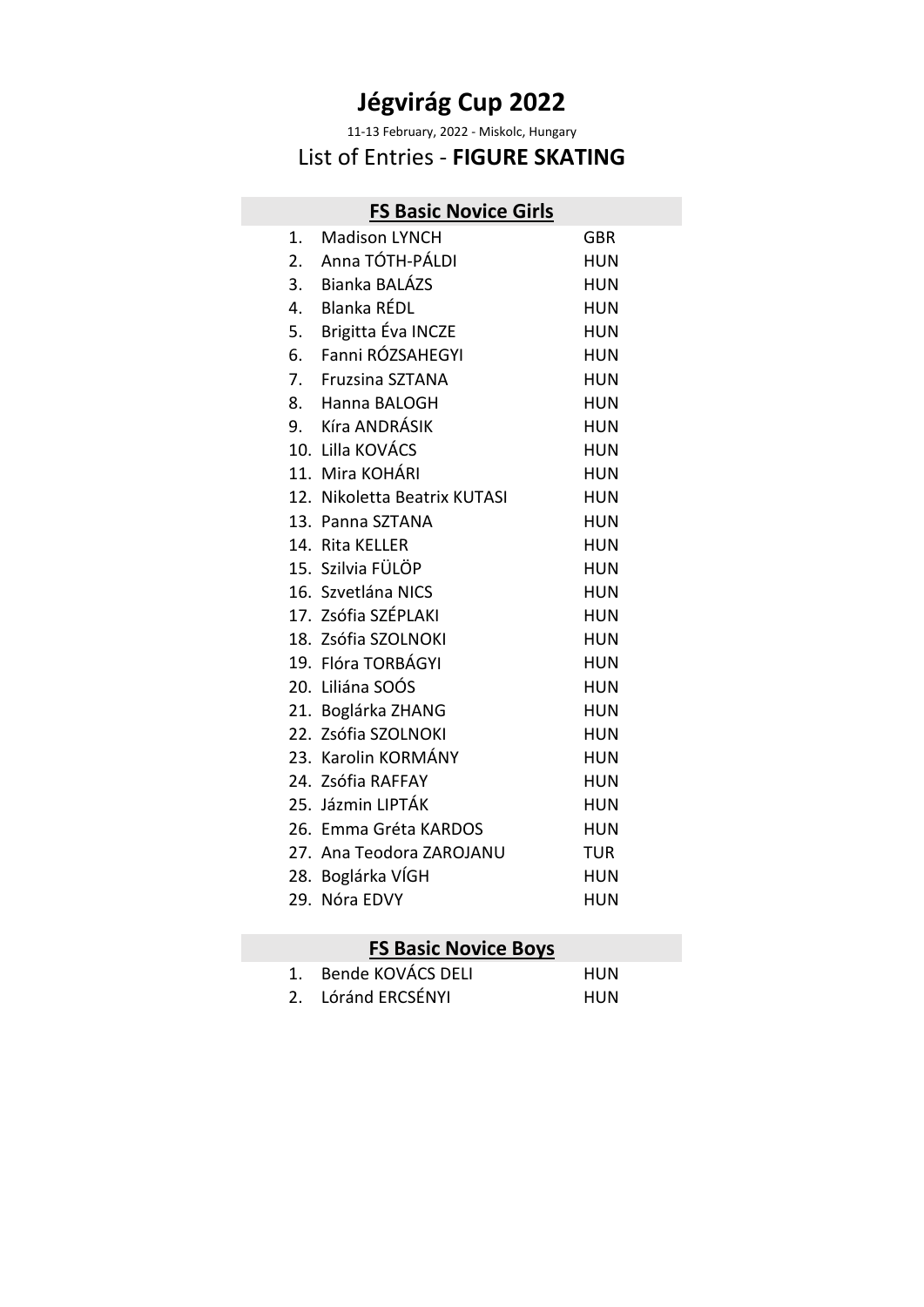# Jégvirág Cup 2022

11-13 February, 2022 - Miskolc, Hungary

## List of Entries - **FIGURE SKATING**

### FS Basic Novice Girls

| | | |
|---|---|---|
| 1. | Madison LYNCH | GBR |
| 2. | Anna TÓTH-PÁLDI | HUN |
| 3. | Bianka BALÁZS | HUN |
| 4. | Blanka RÉDL | HUN |
| 5. | Brigitta Éva INCZE | HUN |
| 6. | Fanni RÓZSAHEGYI | HUN |
| 7. | Fruzsina SZTANA | HUN |
| 8. | Hanna BALOGH | HUN |
| 9. | Kíra ANDRÁSIK | HUN |
| 10. | Lilla KOVÁCS | HUN |
| 11. | Mira KOHÁRI | HUN |
| 12. | Nikoletta Beatrix KUTASI | HUN |
| 13. | Panna SZTANA | HUN |
| 14. | Rita KELLER | HUN |
| 15. | Szilvia FÜLÖP | HUN |
| 16. | Szvetlána NICS | HUN |
| 17. | Zsófia SZÉPLAKI | HUN |
| 18. | Zsófia SZOLNOKI | HUN |
| 19. | Flóra TORBÁGYI | HUN |
| 20. | Liliána SOÓS | HUN |
| 21. | Boglárka ZHANG | HUN |
| 22. | Zsófia SZOLNOKI | HUN |
| 23. | Karolin KORMÁNY | HUN |
| 24. | Zsófia RAFFAY | HUN |
| 25. | Jázmin LIPTÁK | HUN |
| 26. | Emma Gréta KARDOS | HUN |
| 27. | Ana Teodora ZAROJANU | TUR |
| 28. | Boglárka VÍGH | HUN |
| 29. | Nóra EDVY | HUN |

### FS Basic Novice Boys

| | | |
|---|---|---|
| 1. | Bende KOVÁCS DELI | HUN |
| 2. | Lóránd ERCSÉNYI | HUN |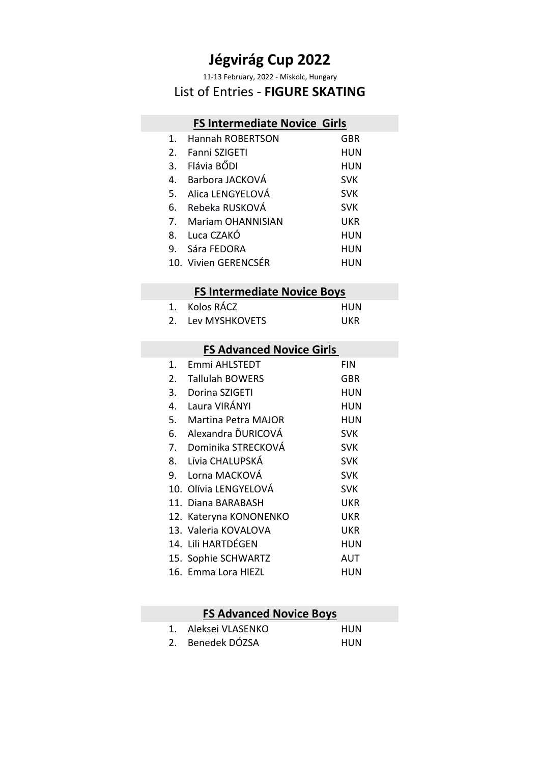# Jégvirág Cup 2022

11-13 February, 2022 - Miskolc, Hungary

## List of Entries - **FIGURE SKATING**

### FS Intermediate Novice Girls

| # | Name | Nation |
|---|---|---|
| 1. | Hannah ROBERTSON | GBR |
| 2. | Fanni SZIGETI | HUN |
| 3. | Flávia BŐDI | HUN |
| 4. | Barbora JACKOVÁ | SVK |
| 5. | Alica LENGYELOVÁ | SVK |
| 6. | Rebeka RUSKOVÁ | SVK |
| 7. | Mariam OHANNISIAN | UKR |
| 8. | Luca CZAKÓ | HUN |
| 9. | Sára FEDORA | HUN |
| 10. | Vivien GERENCSÉR | HUN |

### FS Intermediate Novice Boys

| # | Name | Nation |
|---|---|---|
| 1. | Kolos RÁCZ | HUN |
| 2. | Lev MYSHKOVETS | UKR |

### FS Advanced Novice Girls

| # | Name | Nation |
|---|---|---|
| 1. | Emmi AHLSTEDT | FIN |
| 2. | Tallulah BOWERS | GBR |
| 3. | Dorina SZIGETI | HUN |
| 4. | Laura VIRÁNYI | HUN |
| 5. | Martina Petra MAJOR | HUN |
| 6. | Alexandra ĎURICOVÁ | SVK |
| 7. | Dominika STRECKOVÁ | SVK |
| 8. | Lívia CHALUPSKÁ | SVK |
| 9. | Lorna MACKOVÁ | SVK |
| 10. | Olívia LENGYELOVÁ | SVK |
| 11. | Diana BARABASH | UKR |
| 12. | Kateryna KONONENKO | UKR |
| 13. | Valeria KOVALOVA | UKR |
| 14. | Lili HARTDÉGEN | HUN |
| 15. | Sophie SCHWARTZ | AUT |
| 16. | Emma Lora HIEZL | HUN |

### FS Advanced Novice Boys

| # | Name | Nation |
|---|---|---|
| 1. | Aleksei VLASENKO | HUN |
| 2. | Benedek DÓZSA | HUN |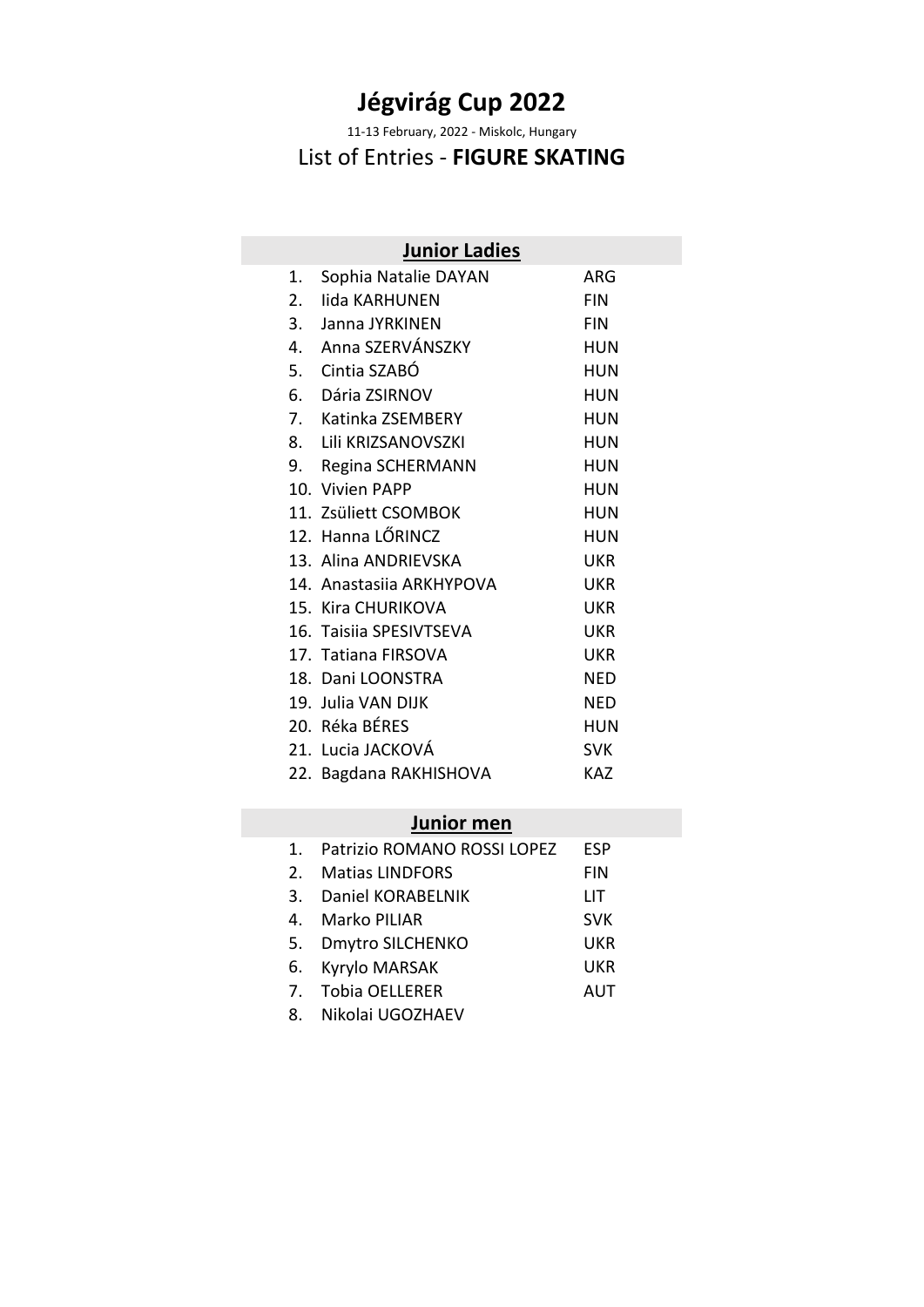# Jégvirág Cup 2022

11-13 February, 2022 - Miskolc, Hungary

## List of Entries - **FIGURE SKATING**

### Junior Ladies

| # | Name | Nation |
|---|---|---|
| 1. | Sophia Natalie DAYAN | ARG |
| 2. | Iida KARHUNEN | FIN |
| 3. | Janna JYRKINEN | FIN |
| 4. | Anna SZERVÁNSZKY | HUN |
| 5. | Cintia SZABÓ | HUN |
| 6. | Dária ZSIRNOV | HUN |
| 7. | Katinka ZSEMBERY | HUN |
| 8. | Lili KRIZSANOVSZKI | HUN |
| 9. | Regina SCHERMANN | HUN |
| 10. | Vivien PAPP | HUN |
| 11. | Zsüliett CSOMBOK | HUN |
| 12. | Hanna LŐRINCZ | HUN |
| 13. | Alina ANDRIEVSKA | UKR |
| 14. | Anastasiia ARKHYPOVA | UKR |
| 15. | Kira CHURIKOVA | UKR |
| 16. | Taisiia SPESIVTSEVA | UKR |
| 17. | Tatiana FIRSOVA | UKR |
| 18. | Dani LOONSTRA | NED |
| 19. | Julia VAN DIJK | NED |
| 20. | Réka BÉRES | HUN |
| 21. | Lucia JACKOVÁ | SVK |
| 22. | Bagdana RAKHISHOVA | KAZ |

### Junior men

| # | Name | Nation |
|---|---|---|
| 1. | Patrizio ROMANO ROSSI LOPEZ | ESP |
| 2. | Matias LINDFORS | FIN |
| 3. | Daniel KORABELNIK | LIT |
| 4. | Marko PILIAR | SVK |
| 5. | Dmytro SILCHENKO | UKR |
| 6. | Kyrylo MARSAK | UKR |
| 7. | Tobia OELLERER | AUT |
| 8. | Nikolai UGOZHAEV | |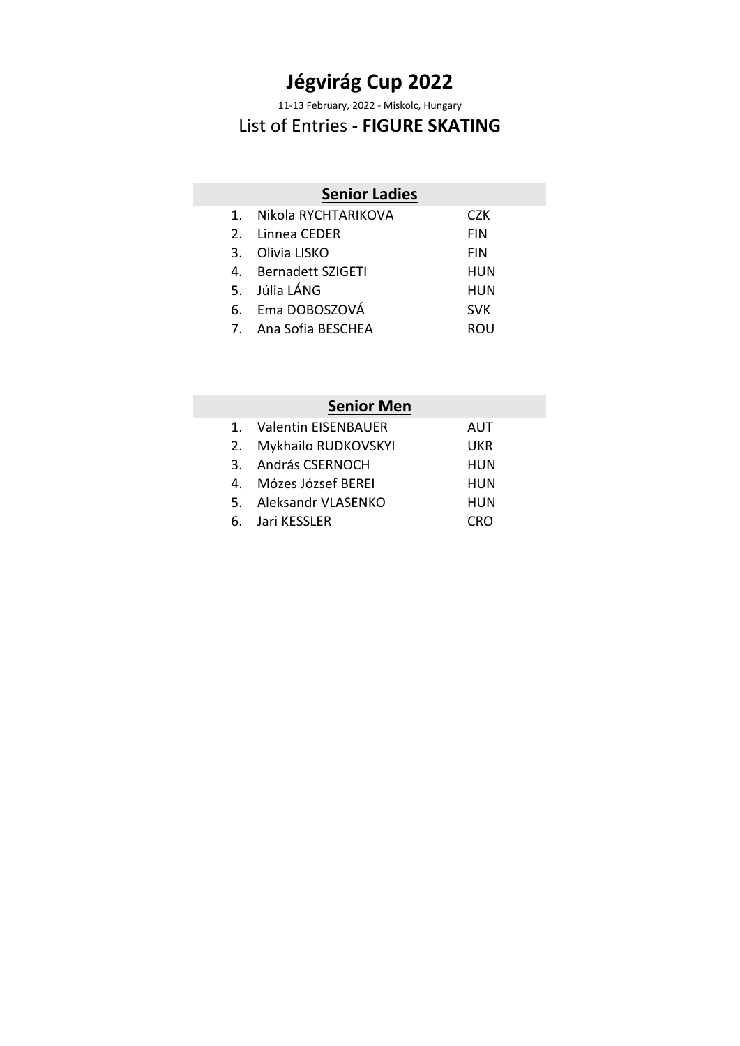# Jégvirág Cup 2022

11-13 February, 2022 - Miskolc, Hungary

## List of Entries - **FIGURE SKATING**

### Senior Ladies

| | | |
|---|---|---|
| 1. | Nikola RYCHTARIKOVA | CZK |
| 2. | Linnea CEDER | FIN |
| 3. | Olivia LISKO | FIN |
| 4. | Bernadett SZIGETI | HUN |
| 5. | Júlia LÁNG | HUN |
| 6. | Ema DOBOSZOVÁ | SVK |
| 7. | Ana Sofia BESCHEA | ROU |

### Senior Men

| | | |
|---|---|---|
| 1. | Valentin EISENBAUER | AUT |
| 2. | Mykhailo RUDKOVSKYI | UKR |
| 3. | András CSERNOCH | HUN |
| 4. | Mózes József BEREI | HUN |
| 5. | Aleksandr VLASENKO | HUN |
| 6. | Jari KESSLER | CRO |